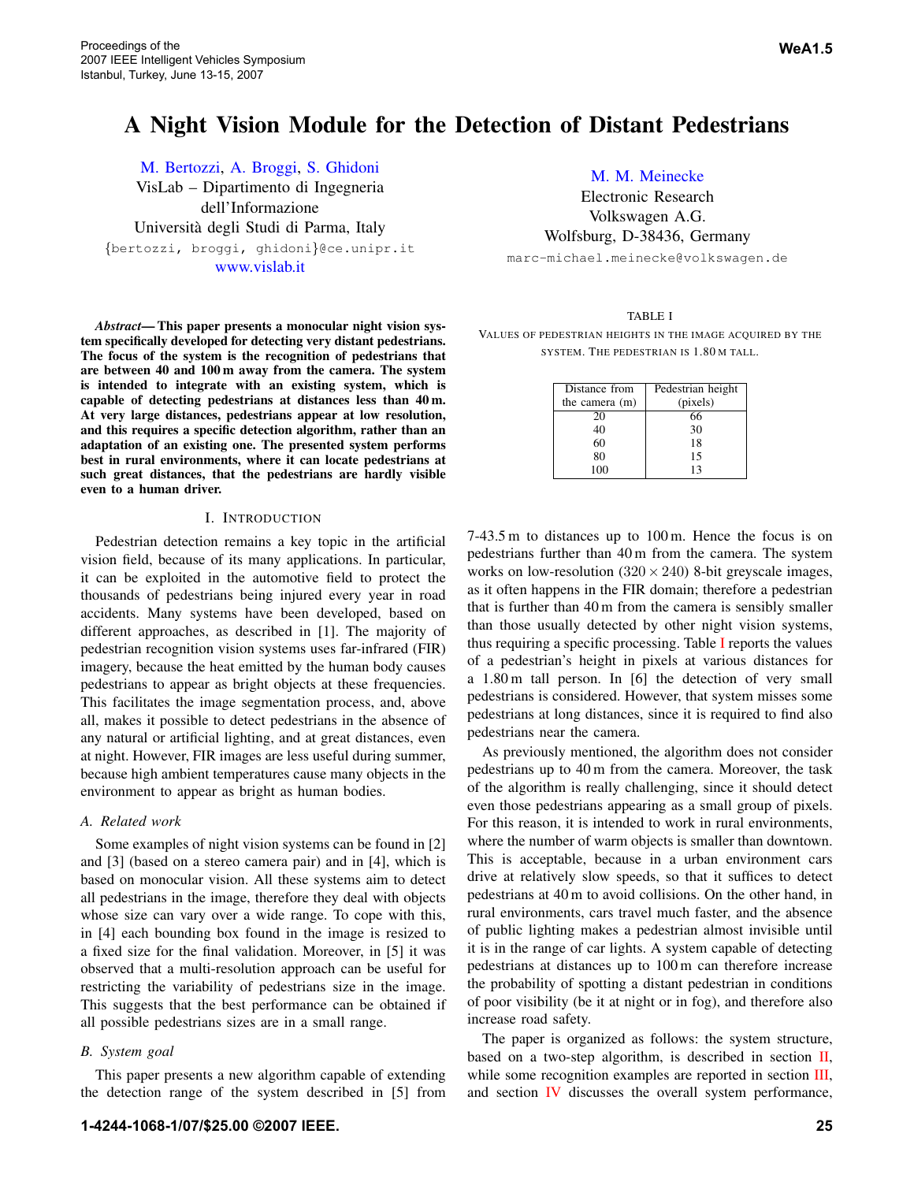# A Night Vision Module for the Detection of Distant Pedestrians

M. Bertozzi, A. Broggi, S. Ghidoni
VisLab – Dipartimento di Ingegneria dell'Informazione
Università degli Studi di Parma, Italy
{bertozzi, broggi, ghidoni}@ce.unipr.it
www.vislab.it

M. M. Meinecke
Electronic Research
Volkswagen A.G.
Wolfsburg, D-38436, Germany
marc-michael.meinecke@volkswagen.de

***Abstract*— This paper presents a monocular night vision system specifically developed for detecting very distant pedestrians. The focus of the system is the recognition of pedestrians that are between 40 and 100 m away from the camera. The system is intended to integrate with an existing system, which is capable of detecting pedestrians at distances less than 40 m. At very large distances, pedestrians appear at low resolution, and this requires a specific detection algorithm, rather than an adaptation of an existing one. The presented system performs best in rural environments, where it can locate pedestrians at such great distances, that the pedestrians are hardly visible even to a human driver.**

## I. Introduction

Pedestrian detection remains a key topic in the artificial vision field, because of its many applications. In particular, it can be exploited in the automotive field to protect the thousands of pedestrians being injured every year in road accidents. Many systems have been developed, based on different approaches, as described in [1]. The majority of pedestrian recognition vision systems uses far-infrared (FIR) imagery, because the heat emitted by the human body causes pedestrians to appear as bright objects at these frequencies. This facilitates the image segmentation process, and, above all, makes it possible to detect pedestrians in the absence of any natural or artificial lighting, and at great distances, even at night. However, FIR images are less useful during summer, because high ambient temperatures cause many objects in the environment to appear as bright as human bodies.

### A. Related work

Some examples of night vision systems can be found in [2] and [3] (based on a stereo camera pair) and in [4], which is based on monocular vision. All these systems aim to detect all pedestrians in the image, therefore they deal with objects whose size can vary over a wide range. To cope with this, in [4] each bounding box found in the image is resized to a fixed size for the final validation. Moreover, in [5] it was observed that a multi-resolution approach can be useful for restricting the variability of pedestrians size in the image. This suggests that the best performance can be obtained if all possible pedestrians sizes are in a small range.

### B. System goal

This paper presents a new algorithm capable of extending the detection range of the system described in [5] from 7-43.5 m to distances up to 100 m. Hence the focus is on pedestrians further than 40 m from the camera. The system works on low-resolution ($320 \times 240$) 8-bit greyscale images, as it often happens in the FIR domain; therefore a pedestrian that is further than 40 m from the camera is sensibly smaller than those usually detected by other night vision systems, thus requiring a specific processing. Table I reports the values of a pedestrian's height in pixels at various distances for a 1.80 m tall person. In [6] the detection of very small pedestrians is considered. However, that system misses some pedestrians at long distances, since it is required to find also pedestrians near the camera.

TABLE I
Values of pedestrian heights in the image acquired by the system. The pedestrian is 1.80 m tall.

| Distance from the camera (m) | Pedestrian height (pixels) |
|---|---|
| 20 | 66 |
| 40 | 30 |
| 60 | 18 |
| 80 | 15 |
| 100 | 13 |

As previously mentioned, the algorithm does not consider pedestrians up to 40 m from the camera. Moreover, the task of the algorithm is really challenging, since it should detect even those pedestrians appearing as a small group of pixels. For this reason, it is intended to work in rural environments, where the number of warm objects is smaller than downtown. This is acceptable, because in a urban environment cars drive at relatively slow speeds, so that it suffices to detect pedestrians at 40 m to avoid collisions. On the other hand, in rural environments, cars travel much faster, and the absence of public lighting makes a pedestrian almost invisible until it is in the range of car lights. A system capable of detecting pedestrians at distances up to 100 m can therefore increase the probability of spotting a distant pedestrian in conditions of poor visibility (be it at night or in fog), and therefore also increase road safety.

The paper is organized as follows: the system structure, based on a two-step algorithm, is described in section II, while some recognition examples are reported in section III, and section IV discusses the overall system performance,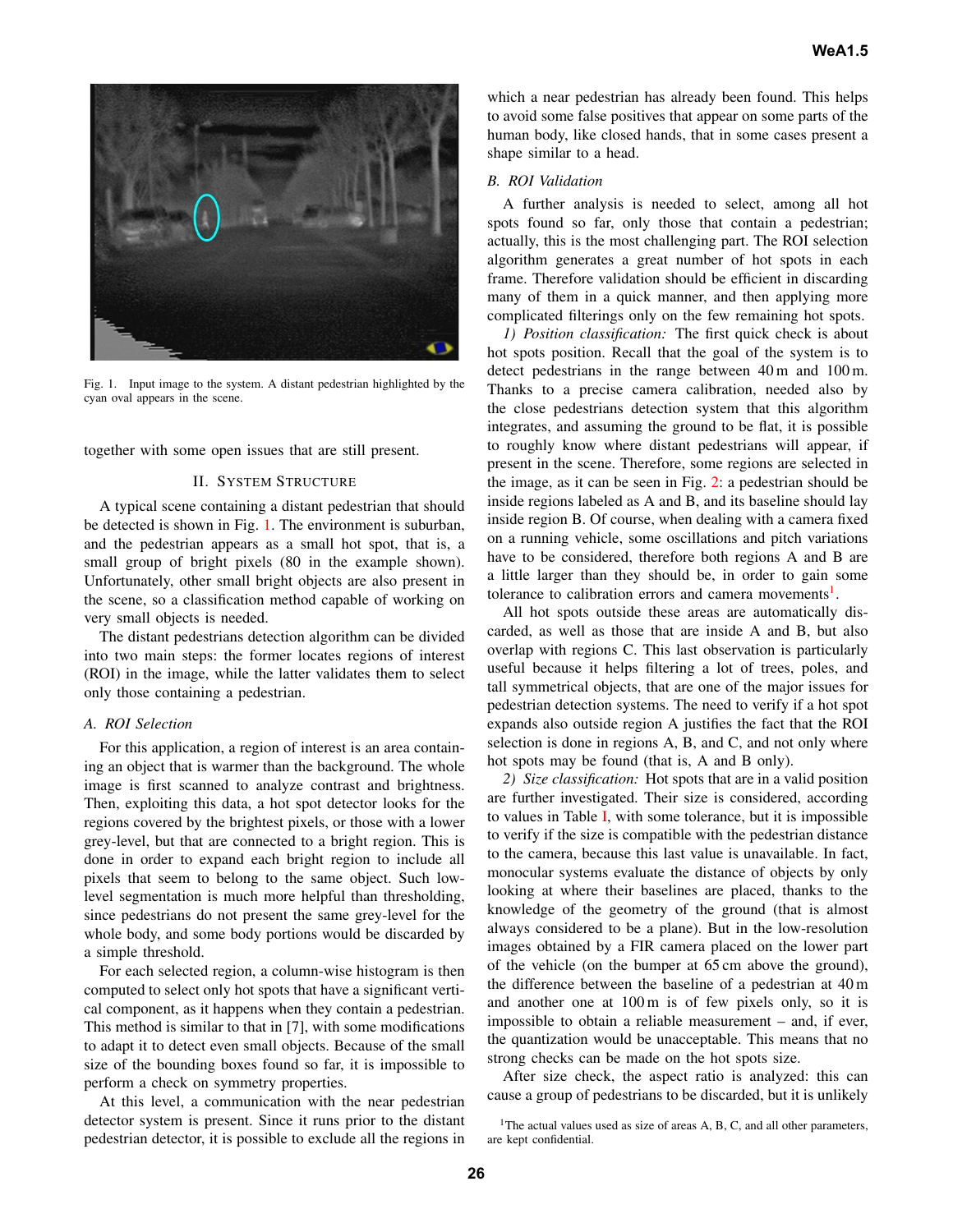Fig. 1. Input image to the system. A distant pedestrian highlighted by the cyan oval appears in the scene.

together with some open issues that are still present.

## II. System Structure

A typical scene containing a distant pedestrian that should be detected is shown in Fig. 1. The environment is suburban, and the pedestrian appears as a small hot spot, that is, a small group of bright pixels (80 in the example shown). Unfortunately, other small bright objects are also present in the scene, so a classification method capable of working on very small objects is needed.

The distant pedestrians detection algorithm can be divided into two main steps: the former locates regions of interest (ROI) in the image, while the latter validates them to select only those containing a pedestrian.

### A. ROI Selection

For this application, a region of interest is an area containing an object that is warmer than the background. The whole image is first scanned to analyze contrast and brightness. Then, exploiting this data, a hot spot detector looks for the regions covered by the brightest pixels, or those with a lower grey-level, but that are connected to a bright region. This is done in order to expand each bright region to include all pixels that seem to belong to the same object. Such low-level segmentation is much more helpful than thresholding, since pedestrians do not present the same grey-level for the whole body, and some body portions would be discarded by a simple threshold.

For each selected region, a column-wise histogram is then computed to select only hot spots that have a significant vertical component, as it happens when they contain a pedestrian. This method is similar to that in [7], with some modifications to adapt it to detect even small objects. Because of the small size of the bounding boxes found so far, it is impossible to perform a check on symmetry properties.

At this level, a communication with the near pedestrian detector system is present. Since it runs prior to the distant pedestrian detector, it is possible to exclude all the regions in which a near pedestrian has already been found. This helps to avoid some false positives that appear on some parts of the human body, like closed hands, that in some cases present a shape similar to a head.

### B. ROI Validation

A further analysis is needed to select, among all hot spots found so far, only those that contain a pedestrian; actually, this is the most challenging part. The ROI selection algorithm generates a great number of hot spots in each frame. Therefore validation should be efficient in discarding many of them in a quick manner, and then applying more complicated filterings only on the few remaining hot spots.

*1) Position classification:* The first quick check is about hot spots position. Recall that the goal of the system is to detect pedestrians in the range between 40 m and 100 m. Thanks to a precise camera calibration, needed also by the close pedestrians detection system that this algorithm integrates, and assuming the ground to be flat, it is possible to roughly know where distant pedestrians will appear, if present in the scene. Therefore, some regions are selected in the image, as it can be seen in Fig. 2: a pedestrian should be inside regions labeled as A and B, and its baseline should lay inside region B. Of course, when dealing with a camera fixed on a running vehicle, some oscillations and pitch variations have to be considered, therefore both regions A and B are a little larger than they should be, in order to gain some tolerance to calibration errors and camera movements[1].

All hot spots outside these areas are automatically discarded, as well as those that are inside A and B, but also overlap with regions C. This last observation is particularly useful because it helps filtering a lot of trees, poles, and tall symmetrical objects, that are one of the major issues for pedestrian detection systems. The need to verify if a hot spot expands also outside region A justifies the fact that the ROI selection is done in regions A, B, and C, and not only where hot spots may be found (that is, A and B only).

*2) Size classification:* Hot spots that are in a valid position are further investigated. Their size is considered, according to values in Table I, with some tolerance, but it is impossible to verify if the size is compatible with the pedestrian distance to the camera, because this last value is unavailable. In fact, monocular systems evaluate the distance of objects by only looking at where their baselines are placed, thanks to the knowledge of the geometry of the ground (that is almost always considered to be a plane). But in the low-resolution images obtained by a FIR camera placed on the lower part of the vehicle (on the bumper at 65 cm above the ground), the difference between the baseline of a pedestrian at 40 m and another one at 100 m is of few pixels only, so it is impossible to obtain a reliable measurement – and, if ever, the quantization would be unacceptable. This means that no strong checks can be made on the hot spots size.

After size check, the aspect ratio is analyzed: this can cause a group of pedestrians to be discarded, but it is unlikely

[1] The actual values used as size of areas A, B, C, and all other parameters, are kept confidential.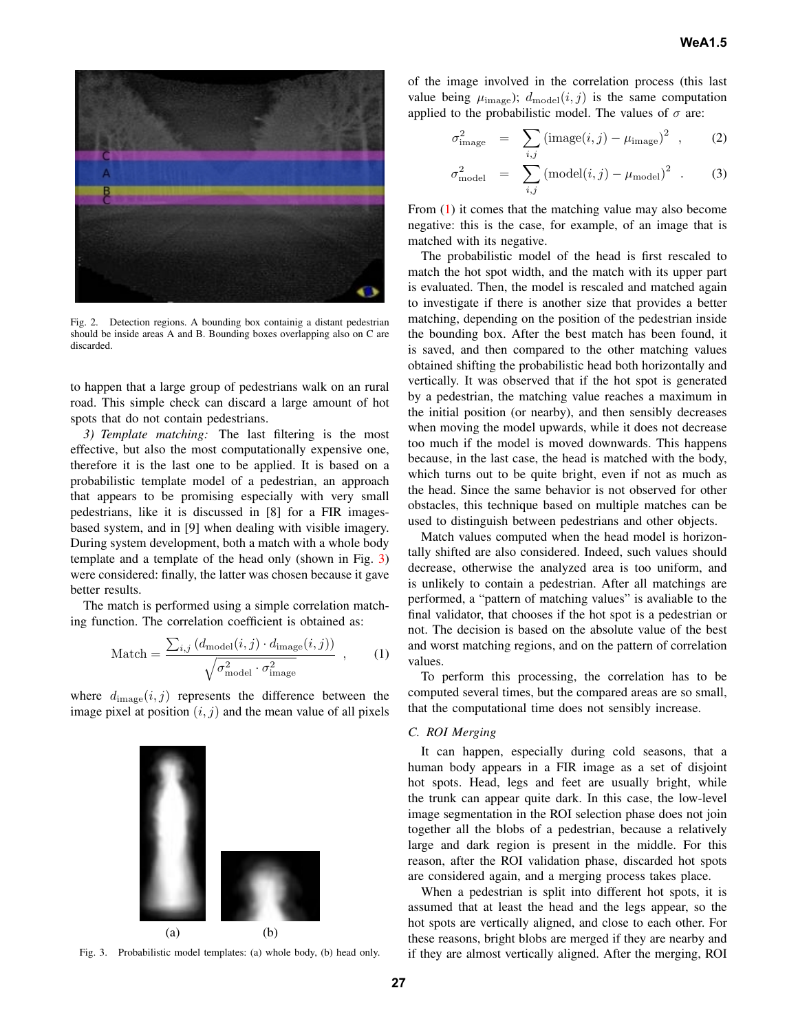Fig. 2. Detection regions. A bounding box containig a distant pedestrian should be inside areas A and B. Bounding boxes overlapping also on C are discarded.

to happen that a large group of pedestrians walk on an rural road. This simple check can discard a large amount of hot spots that do not contain pedestrians.

*3) Template matching:* The last filtering is the most effective, but also the most computationally expensive one, therefore it is the last one to be applied. It is based on a probabilistic template model of a pedestrian, an approach that appears to be promising especially with very small pedestrians, like it is discussed in [8] for a FIR images-based system, and in [9] when dealing with visible imagery. During system development, both a match with a whole body template and a template of the head only (shown in Fig. 3) were considered: finally, the latter was chosen because it gave better results.

The match is performed using a simple correlation matching function. The correlation coefficient is obtained as:

$$\text{Match} = \frac{\sum_{i,j} \left( d_{\text{model}}(i,j) \cdot d_{\text{image}}(i,j) \right)}{\sqrt{\sigma^2_{\text{model}} \cdot \sigma^2_{\text{image}}}} \quad , \tag{1}$$

where $d_{\text{image}}(i,j)$ represents the difference between the image pixel at position $(i,j)$ and the mean value of all pixels of the image involved in the correlation process (this last value being $\mu_{\text{image}}$); $d_{\text{model}}(i,j)$ is the same computation applied to the probabilistic model. The values of $\sigma$ are:

$$\sigma^2_{\text{image}} = \sum_{i,j} \left( \text{image}(i,j) - \mu_{\text{image}} \right)^2 \quad , \tag{2}$$

$$\sigma^2_{\text{model}} = \sum_{i,j} \left( \text{model}(i,j) - \mu_{\text{model}} \right)^2 \quad . \tag{3}$$

From (1) it comes that the matching value may also become negative: this is the case, for example, of an image that is matched with its negative.

The probabilistic model of the head is first rescaled to match the hot spot width, and the match with its upper part is evaluated. Then, the model is rescaled and matched again to investigate if there is another size that provides a better matching, depending on the position of the pedestrian inside the bounding box. After the best match has been found, it is saved, and then compared to the other matching values obtained shifting the probabilistic head both horizontally and vertically. It was observed that if the hot spot is generated by a pedestrian, the matching value reaches a maximum in the initial position (or nearby), and then sensibly decreases when moving the model upwards, while it does not decrease too much if the model is moved downwards. This happens because, in the last case, the head is matched with the body, which turns out to be quite bright, even if not as much as the head. Since the same behavior is not observed for other obstacles, this technique based on multiple matches can be used to distinguish between pedestrians and other objects.

Match values computed when the head model is horizontally shifted are also considered. Indeed, such values should decrease, otherwise the analyzed area is too uniform, and is unlikely to contain a pedestrian. After all matchings are performed, a "pattern of matching values" is avaliable to the final validator, that chooses if the hot spot is a pedestrian or not. The decision is based on the absolute value of the best and worst matching regions, and on the pattern of correlation values.

To perform this processing, the correlation has to be computed several times, but the compared areas are so small, that the computational time does not sensibly increase.

### C. ROI Merging

It can happen, especially during cold seasons, that a human body appears in a FIR image as a set of disjoint hot spots. Head, legs and feet are usually bright, while the trunk can appear quite dark. In this case, the low-level image segmentation in the ROI selection phase does not join together all the blobs of a pedestrian, because a relatively large and dark region is present in the middle. For this reason, after the ROI validation phase, discarded hot spots are considered again, and a merging process takes place.

When a pedestrian is split into different hot spots, it is assumed that at least the head and the legs appear, so the hot spots are vertically aligned, and close to each other. For these reasons, bright blobs are merged if they are nearby and if they are almost vertically aligned. After the merging, ROI

(a) (b)

Fig. 3. Probabilistic model templates: (a) whole body, (b) head only.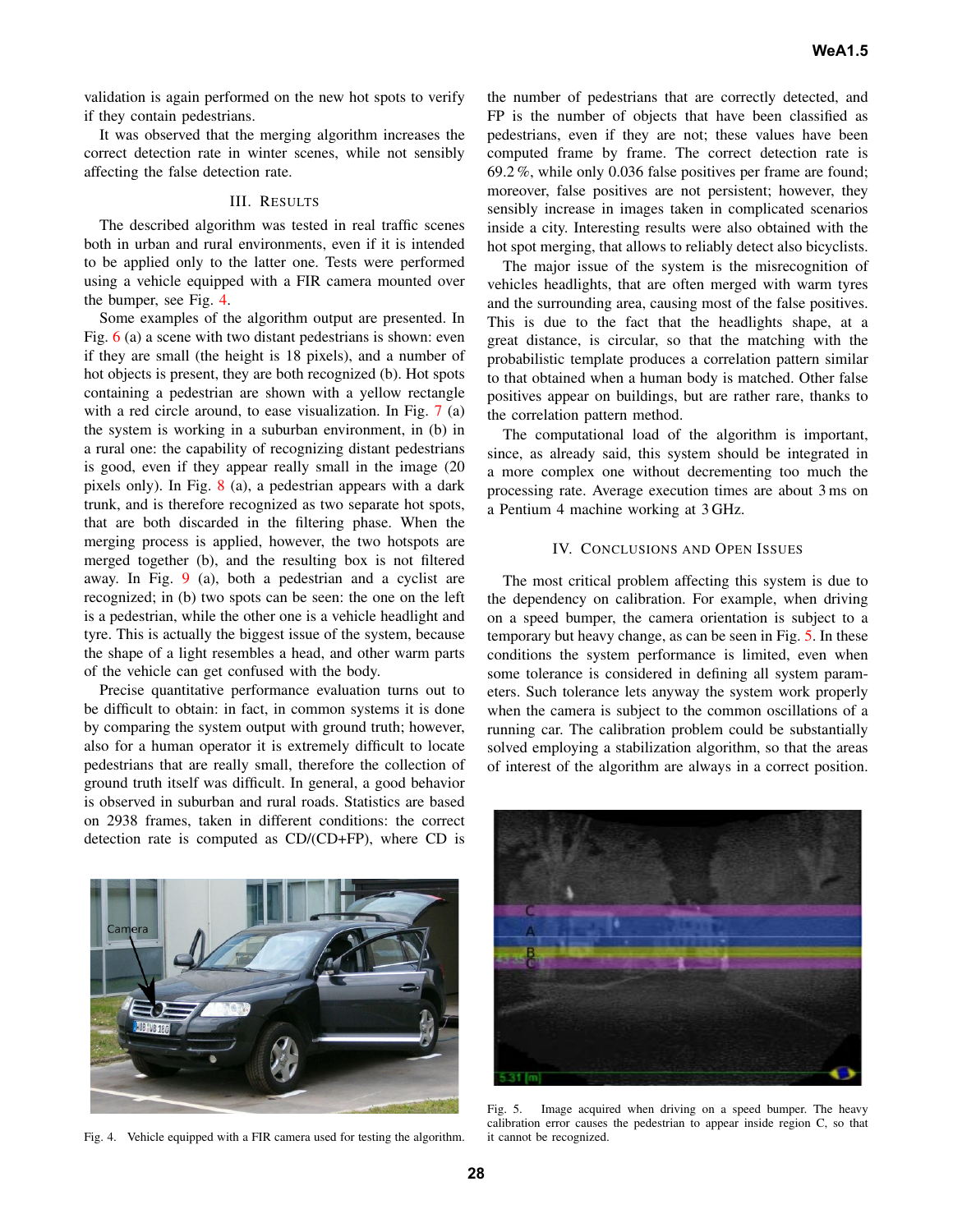validation is again performed on the new hot spots to verify if they contain pedestrians.

It was observed that the merging algorithm increases the correct detection rate in winter scenes, while not sensibly affecting the false detection rate.

## III. Results

The described algorithm was tested in real traffic scenes both in urban and rural environments, even if it is intended to be applied only to the latter one. Tests were performed using a vehicle equipped with a FIR camera mounted over the bumper, see Fig. 4.

Some examples of the algorithm output are presented. In Fig. 6 (a) a scene with two distant pedestrians is shown: even if they are small (the height is 18 pixels), and a number of hot objects is present, they are both recognized (b). Hot spots containing a pedestrian are shown with a yellow rectangle with a red circle around, to ease visualization. In Fig. 7 (a) the system is working in a suburban environment, in (b) in a rural one: the capability of recognizing distant pedestrians is good, even if they appear really small in the image (20 pixels only). In Fig. 8 (a), a pedestrian appears with a dark trunk, and is therefore recognized as two separate hot spots, that are both discarded in the filtering phase. When the merging process is applied, however, the two hotspots are merged together (b), and the resulting box is not filtered away. In Fig. 9 (a), both a pedestrian and a cyclist are recognized; in (b) two spots can be seen: the one on the left is a pedestrian, while the other one is a vehicle headlight and tyre. This is actually the biggest issue of the system, because the shape of a light resembles a head, and other warm parts of the vehicle can get confused with the body.

Precise quantitative performance evaluation turns out to be difficult to obtain: in fact, in common systems it is done by comparing the system output with ground truth; however, also for a human operator it is extremely difficult to locate pedestrians that are really small, therefore the collection of ground truth itself was difficult. In general, a good behavior is observed in suburban and rural roads. Statistics are based on 2938 frames, taken in different conditions: the correct detection rate is computed as CD/(CD+FP), where CD is the number of pedestrians that are correctly detected, and FP is the number of objects that have been classified as pedestrians, even if they are not; these values have been computed frame by frame. The correct detection rate is 69.2 %, while only 0.036 false positives per frame are found; moreover, false positives are not persistent; however, they sensibly increase in images taken in complicated scenarios inside a city. Interesting results were also obtained with the hot spot merging, that allows to reliably detect also bicyclists.

The major issue of the system is the misrecognition of vehicles headlights, that are often merged with warm tyres and the surrounding area, causing most of the false positives. This is due to the fact that the headlights shape, at a great distance, is circular, so that the matching with the probabilistic template produces a correlation pattern similar to that obtained when a human body is matched. Other false positives appear on buildings, but are rather rare, thanks to the correlation pattern method.

The computational load of the algorithm is important, since, as already said, this system should be integrated in a more complex one without decrementing too much the processing rate. Average execution times are about 3 ms on a Pentium 4 machine working at 3 GHz.

## IV. Conclusions and Open Issues

The most critical problem affecting this system is due to the dependency on calibration. For example, when driving on a speed bumper, the camera orientation is subject to a temporary but heavy change, as can be seen in Fig. 5. In these conditions the system performance is limited, even when some tolerance is considered in defining all system parameters. Such tolerance lets anyway the system work properly when the camera is subject to the common oscillations of a running car. The calibration problem could be substantially solved employing a stabilization algorithm, so that the areas of interest of the algorithm are always in a correct position.

Camera

Fig. 4. Vehicle equipped with a FIR camera used for testing the algorithm.

C
A
B
C
5.31 [m]

Fig. 5. Image acquired when driving on a speed bumper. The heavy calibration error causes the pedestrian to appear inside region C, so that it cannot be recognized.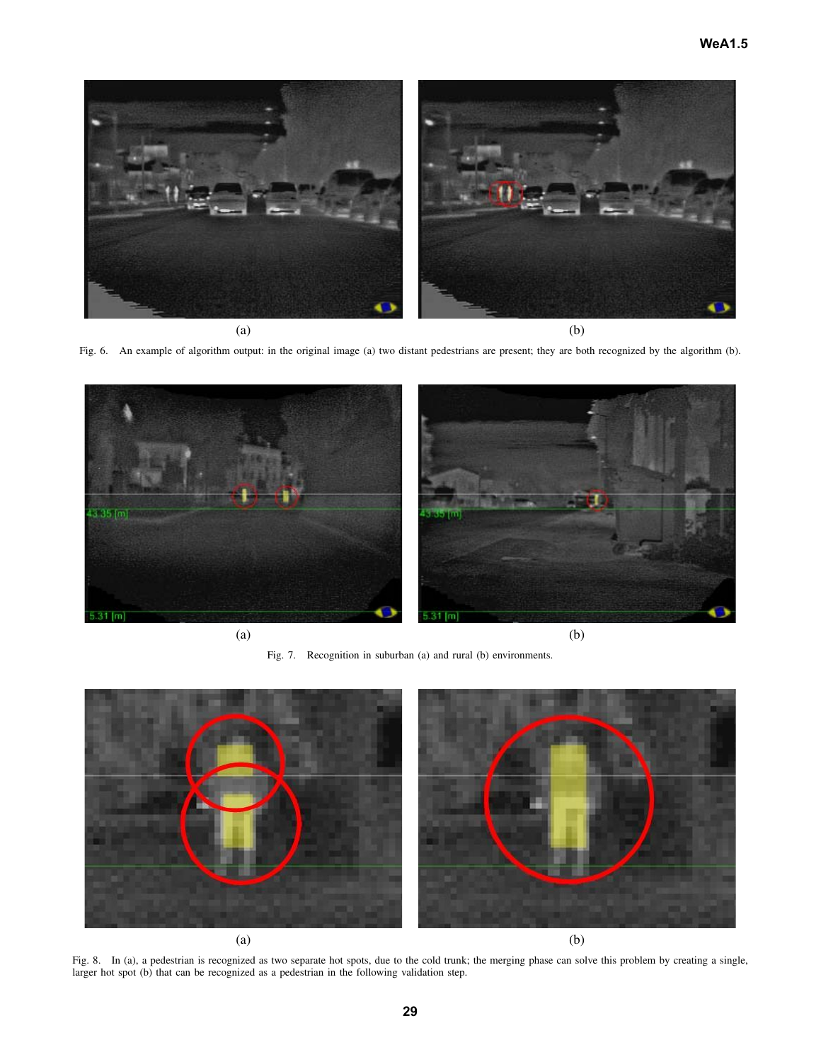(a)

(b)

Fig. 6. An example of algorithm output: in the original image (a) two distant pedestrians are present; they are both recognized by the algorithm (b).

(a)

(b)

Fig. 7. Recognition in suburban (a) and rural (b) environments.

(a)

(b)

Fig. 8. In (a), a pedestrian is recognized as two separate hot spots, due to the cold trunk; the merging phase can solve this problem by creating a single, larger hot spot (b) that can be recognized as a pedestrian in the following validation step.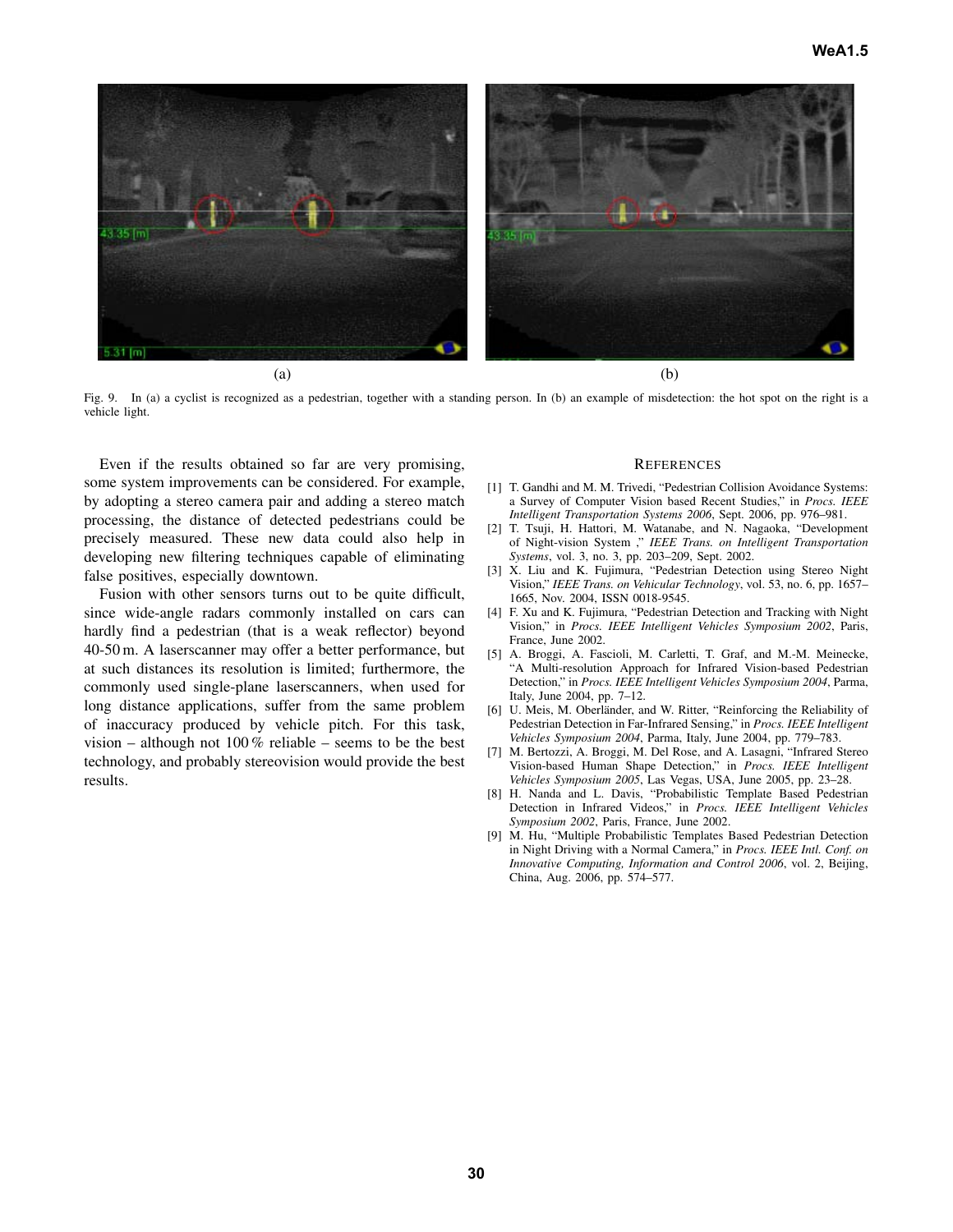(a)

(b)

Fig. 9. In (a) a cyclist is recognized as a pedestrian, together with a standing person. In (b) an example of misdetection: the hot spot on the right is a vehicle light.

Even if the results obtained so far are very promising, some system improvements can be considered. For example, by adopting a stereo camera pair and adding a stereo match processing, the distance of detected pedestrians could be precisely measured. These new data could also help in developing new filtering techniques capable of eliminating false positives, especially downtown.

Fusion with other sensors turns out to be quite difficult, since wide-angle radars commonly installed on cars can hardly find a pedestrian (that is a weak reflector) beyond 40-50 m. A laserscanner may offer a better performance, but at such distances its resolution is limited; furthermore, the commonly used single-plane laserscanners, when used for long distance applications, suffer from the same problem of inaccuracy produced by vehicle pitch. For this task, vision – although not 100 % reliable – seems to be the best technology, and probably stereovision would provide the best results.

## REFERENCES

[1] T. Gandhi and M. M. Trivedi, "Pedestrian Collision Avoidance Systems: a Survey of Computer Vision based Recent Studies," in *Procs. IEEE Intelligent Transportation Systems 2006*, Sept. 2006, pp. 976–981.

[2] T. Tsuji, H. Hattori, M. Watanabe, and N. Nagaoka, "Development of Night-vision System ," *IEEE Trans. on Intelligent Transportation Systems*, vol. 3, no. 3, pp. 203–209, Sept. 2002.

[3] X. Liu and K. Fujimura, "Pedestrian Detection using Stereo Night Vision," *IEEE Trans. on Vehicular Technology*, vol. 53, no. 6, pp. 1657–1665, Nov. 2004, ISSN 0018-9545.

[4] F. Xu and K. Fujimura, "Pedestrian Detection and Tracking with Night Vision," in *Procs. IEEE Intelligent Vehicles Symposium 2002*, Paris, France, June 2002.

[5] A. Broggi, A. Fascioli, M. Carletti, T. Graf, and M.-M. Meinecke, "A Multi-resolution Approach for Infrared Vision-based Pedestrian Detection," in *Procs. IEEE Intelligent Vehicles Symposium 2004*, Parma, Italy, June 2004, pp. 7–12.

[6] U. Meis, M. Oberländer, and W. Ritter, "Reinforcing the Reliability of Pedestrian Detection in Far-Infrared Sensing," in *Procs. IEEE Intelligent Vehicles Symposium 2004*, Parma, Italy, June 2004, pp. 779–783.

[7] M. Bertozzi, A. Broggi, M. Del Rose, and A. Lasagni, "Infrared Stereo Vision-based Human Shape Detection," in *Procs. IEEE Intelligent Vehicles Symposium 2005*, Las Vegas, USA, June 2005, pp. 23–28.

[8] H. Nanda and L. Davis, "Probabilistic Template Based Pedestrian Detection in Infrared Videos," in *Procs. IEEE Intelligent Vehicles Symposium 2002*, Paris, France, June 2002.

[9] M. Hu, "Multiple Probabilistic Templates Based Pedestrian Detection in Night Driving with a Normal Camera," in *Procs. IEEE Intl. Conf. on Innovative Computing, Information and Control 2006*, vol. 2, Beijing, China, Aug. 2006, pp. 574–577.